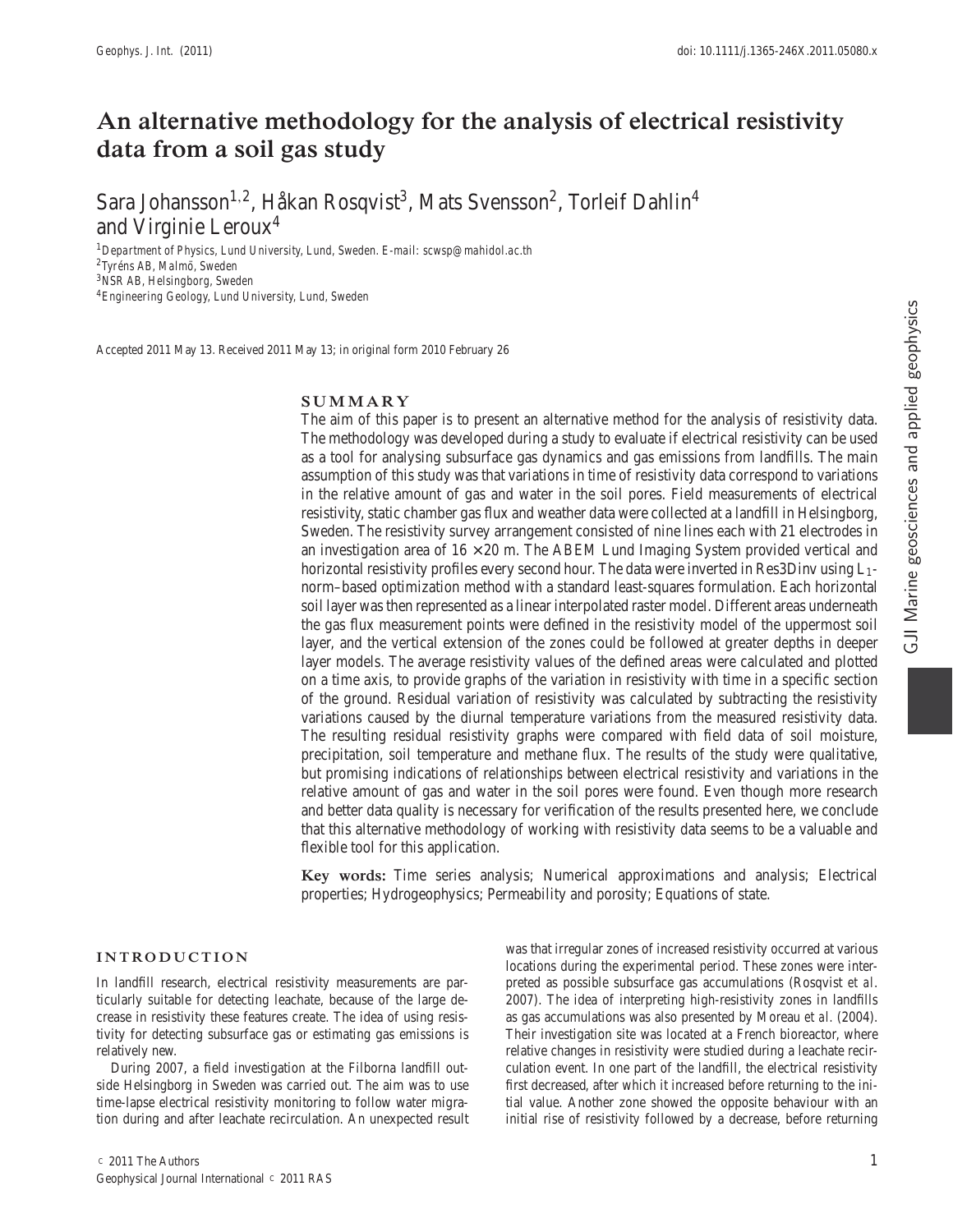# An alternative methodology for the analysis of electrical resistivity data from a soil gas study

Sara Johansson[1,2], Håkan Rosqvist[3], Mats Svensson[2], Torleif Dahlin[4] and Virginie Leroux[4]

[1]*Department of Physics, Lund University, Lund, Sweden. E-mail: scwsp@mahidol.ac.th*
[2]*Tyréns AB, Malmö, Sweden*
[3]*NSR AB, Helsingborg, Sweden*
[4]*Engineering Geology, Lund University, Lund, Sweden*

Accepted 2011 May 13. Received 2011 May 13; in original form 2010 February 26

## SUMMARY

The aim of this paper is to present an alternative method for the analysis of resistivity data. The methodology was developed during a study to evaluate if electrical resistivity can be used as a tool for analysing subsurface gas dynamics and gas emissions from landfills. The main assumption of this study was that variations in time of resistivity data correspond to variations in the relative amount of gas and water in the soil pores. Field measurements of electrical resistivity, static chamber gas flux and weather data were collected at a landfill in Helsingborg, Sweden. The resistivity survey arrangement consisted of nine lines each with 21 electrodes in an investigation area of 16 × 20 m. The ABEM Lund Imaging System provided vertical and horizontal resistivity profiles every second hour. The data were inverted in Res3Dinv using $L_1$-norm–based optimization method with a standard least-squares formulation. Each horizontal soil layer was then represented as a linear interpolated raster model. Different areas underneath the gas flux measurement points were defined in the resistivity model of the uppermost soil layer, and the vertical extension of the zones could be followed at greater depths in deeper layer models. The average resistivity values of the defined areas were calculated and plotted on a time axis, to provide graphs of the variation in resistivity with time in a specific section of the ground. Residual variation of resistivity was calculated by subtracting the resistivity variations caused by the diurnal temperature variations from the measured resistivity data. The resulting residual resistivity graphs were compared with field data of soil moisture, precipitation, soil temperature and methane flux. The results of the study were qualitative, but promising indications of relationships between electrical resistivity and variations in the relative amount of gas and water in the soil pores were found. Even though more research and better data quality is necessary for verification of the results presented here, we conclude that this alternative methodology of working with resistivity data seems to be a valuable and flexible tool for this application.

**Key words:** Time series analysis; Numerical approximations and analysis; Electrical properties; Hydrogeophysics; Permeability and porosity; Equations of state.

## INTRODUCTION

In landfill research, electrical resistivity measurements are particularly suitable for detecting leachate, because of the large decrease in resistivity these features create. The idea of using resistivity for detecting subsurface gas or estimating gas emissions is relatively new.

During 2007, a field investigation at the Filborna landfill outside Helsingborg in Sweden was carried out. The aim was to use time-lapse electrical resistivity monitoring to follow water migration during and after leachate recirculation. An unexpected result was that irregular zones of increased resistivity occurred at various locations during the experimental period. These zones were interpreted as possible subsurface gas accumulations (Rosqvist *et al.* 2007). The idea of interpreting high-resistivity zones in landfills as gas accumulations was also presented by Moreau *et al.* (2004). Their investigation site was located at a French bioreactor, where relative changes in resistivity were studied during a leachate recirculation event. In one part of the landfill, the electrical resistivity first decreased, after which it increased before returning to the initial value. Another zone showed the opposite behaviour with an initial rise of resistivity followed by a decrease, before returning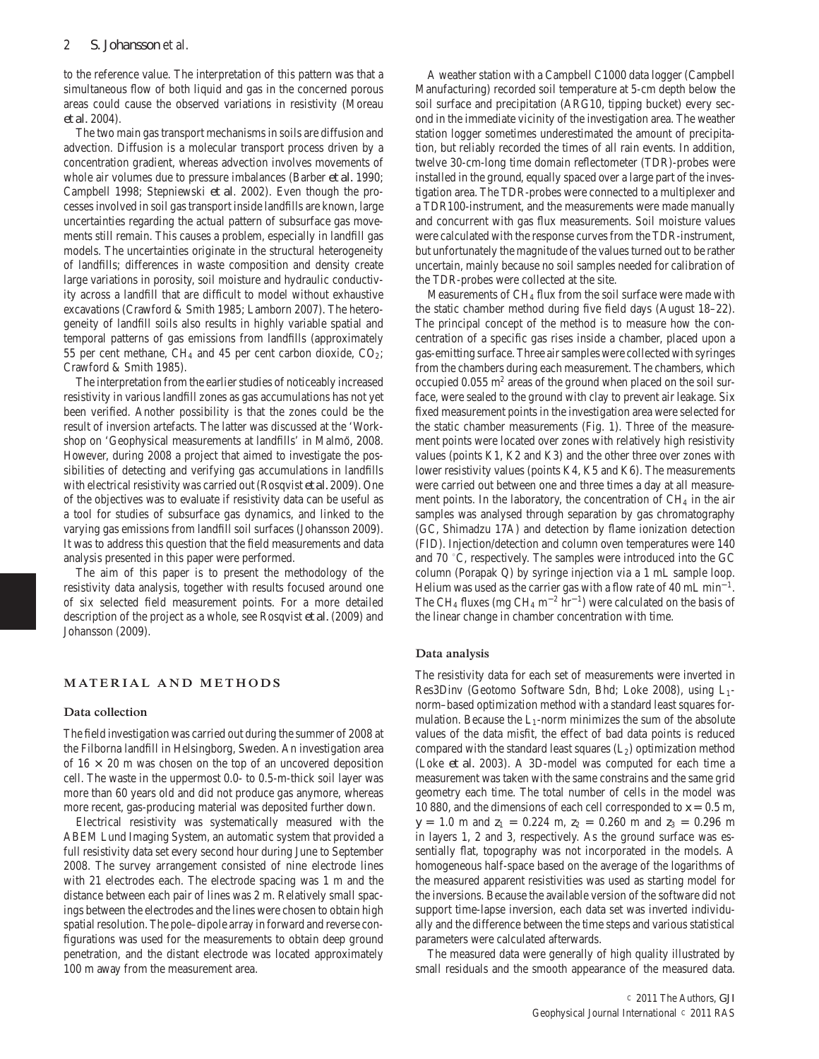to the reference value. The interpretation of this pattern was that a simultaneous flow of both liquid and gas in the concerned porous areas could cause the observed variations in resistivity (Moreau *et al.* 2004).

The two main gas transport mechanisms in soils are diffusion and advection. Diffusion is a molecular transport process driven by a concentration gradient, whereas advection involves movements of whole air volumes due to pressure imbalances (Barber *et al.* 1990; Campbell 1998; Stepniewski *et al.* 2002). Even though the processes involved in soil gas transport inside landfills are known, large uncertainties regarding the actual pattern of subsurface gas movements still remain. This causes a problem, especially in landfill gas models. The uncertainties originate in the structural heterogeneity of landfills; differences in waste composition and density create large variations in porosity, soil moisture and hydraulic conductivity across a landfill that are difficult to model without exhaustive excavations (Crawford & Smith 1985; Lamborn 2007). The heterogeneity of landfill soils also results in highly variable spatial and temporal patterns of gas emissions from landfills (approximately 55 per cent methane, $CH_4$ and 45 per cent carbon dioxide, $CO_2$; Crawford & Smith 1985).

The interpretation from the earlier studies of noticeably increased resistivity in various landfill zones as gas accumulations has not yet been verified. Another possibility is that the zones could be the result of inversion artefacts. The latter was discussed at the 'Workshop on 'Geophysical measurements at landfills' in Malmö, 2008. However, during 2008 a project that aimed to investigate the possibilities of detecting and verifying gas accumulations in landfills with electrical resistivity was carried out (Rosqvist *et al.* 2009). One of the objectives was to evaluate if resistivity data can be useful as a tool for studies of subsurface gas dynamics, and linked to the varying gas emissions from landfill soil surfaces (Johansson 2009). It was to address this question that the field measurements and data analysis presented in this paper were performed.

The aim of this paper is to present the methodology of the resistivity data analysis, together with results focused around one of six selected field measurement points. For a more detailed description of the project as a whole, see Rosqvist *et al.* (2009) and Johansson (2009).

## MATERIAL AND METHODS

### Data collection

The field investigation was carried out during the summer of 2008 at the Filborna landfill in Helsingborg, Sweden. An investigation area of $16 \times 20$ m was chosen on the top of an uncovered deposition cell. The waste in the uppermost 0.0- to 0.5-m-thick soil layer was more than 60 years old and did not produce gas anymore, whereas more recent, gas-producing material was deposited further down.

Electrical resistivity was systematically measured with the ABEM Lund Imaging System, an automatic system that provided a full resistivity data set every second hour during June to September 2008. The survey arrangement consisted of nine electrode lines with 21 electrodes each. The electrode spacing was 1 m and the distance between each pair of lines was 2 m. Relatively small spacings between the electrodes and the lines were chosen to obtain high spatial resolution. The pole–dipole array in forward and reverse configurations was used for the measurements to obtain deep ground penetration, and the distant electrode was located approximately 100 m away from the measurement area.

A weather station with a Campbell C1000 data logger (Campbell Manufacturing) recorded soil temperature at 5-cm depth below the soil surface and precipitation (ARG10, tipping bucket) every second in the immediate vicinity of the investigation area. The weather station logger sometimes underestimated the amount of precipitation, but reliably recorded the times of all rain events. In addition, twelve 30-cm-long time domain reflectometer (TDR)-probes were installed in the ground, equally spaced over a large part of the investigation area. The TDR-probes were connected to a multiplexer and a TDR100-instrument, and the measurements were made manually and concurrent with gas flux measurements. Soil moisture values were calculated with the response curves from the TDR-instrument, but unfortunately the magnitude of the values turned out to be rather uncertain, mainly because no soil samples needed for calibration of the TDR-probes were collected at the site.

Measurements of $CH_4$ flux from the soil surface were made with the static chamber method during five field days (August 18–22). The principal concept of the method is to measure how the concentration of a specific gas rises inside a chamber, placed upon a gas-emitting surface. Three air samples were collected with syringes from the chambers during each measurement. The chambers, which occupied 0.055 $m^2$ areas of the ground when placed on the soil surface, were sealed to the ground with clay to prevent air leakage. Six fixed measurement points in the investigation area were selected for the static chamber measurements (Fig. 1). Three of the measurement points were located over zones with relatively high resistivity values (points K1, K2 and K3) and the other three over zones with lower resistivity values (points K4, K5 and K6). The measurements were carried out between one and three times a day at all measurement points. In the laboratory, the concentration of $CH_4$ in the air samples was analysed through separation by gas chromatography (GC, Shimadzu 17A) and detection by flame ionization detection (FID). Injection/detection and column oven temperatures were 140 and 70 °C, respectively. The samples were introduced into the GC column (Porapak Q) by syringe injection via a 1 mL sample loop. Helium was used as the carrier gas with a flow rate of 40 mL $\text{min}^{-1}$. The $CH_4$ fluxes (mg $CH_4$ $m^{-2}$ $\text{hr}^{-1}$) were calculated on the basis of the linear change in chamber concentration with time.

### Data analysis

The resistivity data for each set of measurements were inverted in Res3Dinv (Geotomo Software Sdn, Bhd; Loke 2008), using $L_1$-norm–based optimization method with a standard least squares formulation. Because the $L_1$-norm minimizes the sum of the absolute values of the data misfit, the effect of bad data points is reduced compared with the standard least squares ($L_2$) optimization method (Loke *et al.* 2003). A 3D-model was computed for each time a measurement was taken with the same constrains and the same grid geometry each time. The total number of cells in the model was 10 880, and the dimensions of each cell corresponded to $x = 0.5$ m, $y = 1.0$ m and $z_1 = 0.224$ m, $z_2 = 0.260$ m and $z_3 = 0.296$ m in layers 1, 2 and 3, respectively. As the ground surface was essentially flat, topography was not incorporated in the models. A homogeneous half-space based on the average of the logarithms of the measured apparent resistivities was used as starting model for the inversions. Because the available version of the software did not support time-lapse inversion, each data set was inverted individually and the difference between the time steps and various statistical parameters were calculated afterwards.

The measured data were generally of high quality illustrated by small residuals and the smooth appearance of the measured data.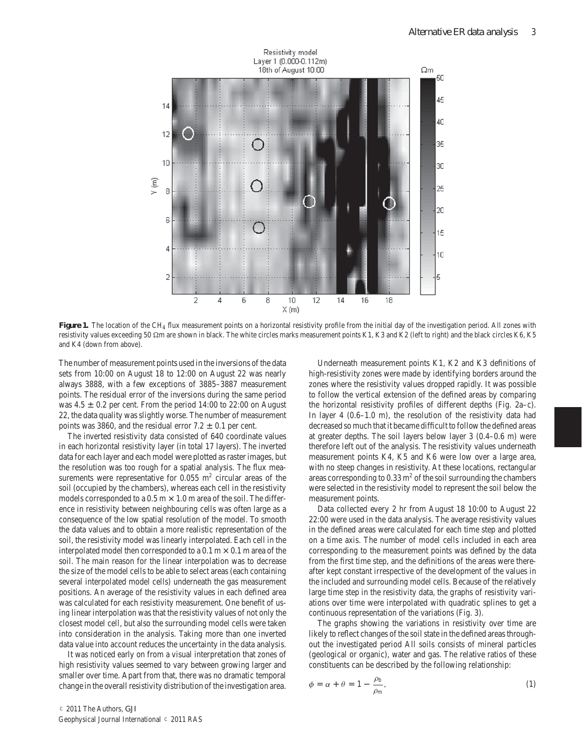**Figure 1.** The location of the $CH_4$ flux measurement points on a horizontal resistivity profile from the initial day of the investigation period. All zones with resistivity values exceeding 50 Ωm are shown in black. The white circles marks measurement points K1, K3 and K2 (left to right) and the black circles K6, K5 and K4 (down from above).

The number of measurement points used in the inversions of the data sets from 10:00 on August 18 to 12:00 on August 22 was nearly always 3888, with a few exceptions of 3885–3887 measurement points. The residual error of the inversions during the same period was 4.5 ± 0.2 per cent. From the period 14:00 to 22:00 on August 22, the data quality was slightly worse. The number of measurement points was 3860, and the residual error 7.2 ± 0.1 per cent.

The inverted resistivity data consisted of 640 coordinate values in each horizontal resistivity layer (in total 17 layers). The inverted data for each layer and each model were plotted as raster images, but the resolution was too rough for a spatial analysis. The flux measurements were representative for 0.055 $m^2$ circular areas of the soil (occupied by the chambers), whereas each cell in the resistivity models corresponded to a 0.5 m × 1.0 m area of the soil. The difference in resistivity between neighbouring cells was often large as a consequence of the low spatial resolution of the model. To smooth the data values and to obtain a more realistic representation of the soil, the resistivity model was linearly interpolated. Each cell in the interpolated model then corresponded to a 0.1 m × 0.1 m area of the soil. The main reason for the linear interpolation was to decrease the size of the model cells to be able to select areas (each containing several interpolated model cells) underneath the gas measurement positions. An average of the resistivity values in each defined area was calculated for each resistivity measurement. One benefit of using linear interpolation was that the resistivity values of not only the closest model cell, but also the surrounding model cells were taken into consideration in the analysis. Taking more than one inverted data value into account reduces the uncertainty in the data analysis.

It was noticed early on from a visual interpretation that zones of high resistivity values seemed to vary between growing larger and smaller over time. Apart from that, there was no dramatic temporal change in the overall resistivity distribution of the investigation area.

Underneath measurement points K1, K2 and K3 definitions of high-resistivity zones were made by identifying borders around the zones where the resistivity values dropped rapidly. It was possible to follow the vertical extension of the defined areas by comparing the horizontal resistivity profiles of different depths (Fig. 2a–c). In layer 4 (0.6–1.0 m), the resolution of the resistivity data had decreased so much that it became difficult to follow the defined areas at greater depths. The soil layers below layer 3 (0.4–0.6 m) were therefore left out of the analysis. The resistivity values underneath measurement points K4, K5 and K6 were low over a large area, with no steep changes in resistivity. At these locations, rectangular areas corresponding to 0.33 $m^2$ of the soil surrounding the chambers were selected in the resistivity model to represent the soil below the measurement points.

Data collected every 2 hr from August 18 10:00 to August 22 22:00 were used in the data analysis. The average resistivity values in the defined areas were calculated for each time step and plotted on a time axis. The number of model cells included in each area corresponding to the measurement points was defined by the data from the first time step, and the definitions of the areas were thereafter kept constant irrespective of the development of the values in the included and surrounding model cells. Because of the relatively large time step in the resistivity data, the graphs of resistivity variations over time were interpolated with quadratic splines to get a continuous representation of the variations (Fig. 3).

The graphs showing the variations in resistivity over time are likely to reflect changes of the soil state in the defined areas throughout the investigated period All soils consists of mineral particles (geological or organic), water and gas. The relative ratios of these constituents can be described by the following relationship:

$$\phi = \alpha + \theta = 1 - \frac{\rho_b}{\rho_m}, \tag{1}$$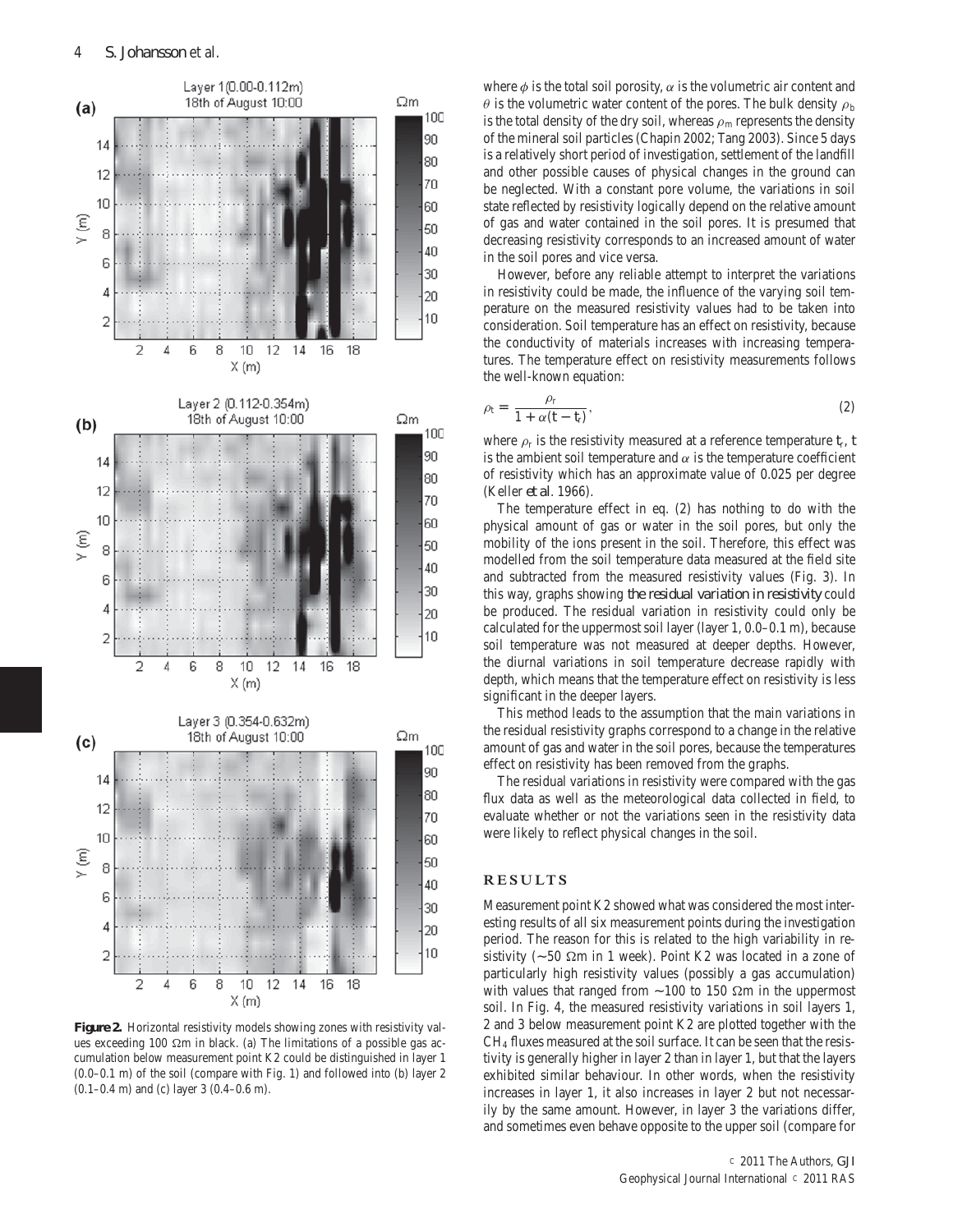**Figure 2.** Horizontal resistivity models showing zones with resistivity values exceeding 100 Ωm in black. (a) The limitations of a possible gas accumulation below measurement point K2 could be distinguished in layer 1 (0.0–0.1 m) of the soil (compare with Fig. 1) and followed into (b) layer 2 (0.1–0.4 m) and (c) layer 3 (0.4–0.6 m).

where $\phi$ is the total soil porosity, $\alpha$ is the volumetric air content and $\theta$ is the volumetric water content of the pores. The bulk density $\rho_b$ is the total density of the dry soil, whereas $\rho_m$ represents the density of the mineral soil particles (Chapin 2002; Tang 2003). Since 5 days is a relatively short period of investigation, settlement of the landfill and other possible causes of physical changes in the ground can be neglected. With a constant pore volume, the variations in soil state reflected by resistivity logically depend on the relative amount of gas and water contained in the soil pores. It is presumed that decreasing resistivity corresponds to an increased amount of water in the soil pores and vice versa.

However, before any reliable attempt to interpret the variations in resistivity could be made, the influence of the varying soil temperature on the measured resistivity values had to be taken into consideration. Soil temperature has an effect on resistivity, because the conductivity of materials increases with increasing temperatures. The temperature effect on resistivity measurements follows the well-known equation:

$$\rho_t = \frac{\rho_r}{1 + \alpha(t - t_r)}, \tag{2}$$

where $\rho_r$ is the resistivity measured at a reference temperature $t_r$, $t$ is the ambient soil temperature and $\alpha$ is the temperature coefficient of resistivity which has an approximate value of 0.025 per degree (Keller *et al.* 1966).

The temperature effect in eq. (2) has nothing to do with the physical amount of gas or water in the soil pores, but only the mobility of the ions present in the soil. Therefore, this effect was modelled from the soil temperature data measured at the field site and subtracted from the measured resistivity values (Fig. 3). In this way, graphs showing *the residual variation in resistivity* could be produced. The residual variation in resistivity could only be calculated for the uppermost soil layer (layer 1, 0.0–0.1 m), because soil temperature was not measured at deeper depths. However, the diurnal variations in soil temperature decrease rapidly with depth, which means that the temperature effect on resistivity is less significant in the deeper layers.

This method leads to the assumption that the main variations in the residual resistivity graphs correspond to a change in the relative amount of gas and water in the soil pores, because the temperatures effect on resistivity has been removed from the graphs.

The residual variations in resistivity were compared with the gas flux data as well as the meteorological data collected in field, to evaluate whether or not the variations seen in the resistivity data were likely to reflect physical changes in the soil.

## RESULTS

Measurement point K2 showed what was considered the most interesting results of all six measurement points during the investigation period. The reason for this is related to the high variability in resistivity (∼50 Ωm in 1 week). Point K2 was located in a zone of particularly high resistivity values (possibly a gas accumulation) with values that ranged from ∼100 to 150 Ωm in the uppermost soil. In Fig. 4, the measured resistivity variations in soil layers 1, 2 and 3 below measurement point K2 are plotted together with the $CH_4$ fluxes measured at the soil surface. It can be seen that the resistivity is generally higher in layer 2 than in layer 1, but that the layers exhibited similar behaviour. In other words, when the resistivity increases in layer 1, it also increases in layer 2 but not necessarily by the same amount. However, in layer 3 the variations differ, and sometimes even behave opposite to the upper soil (compare for